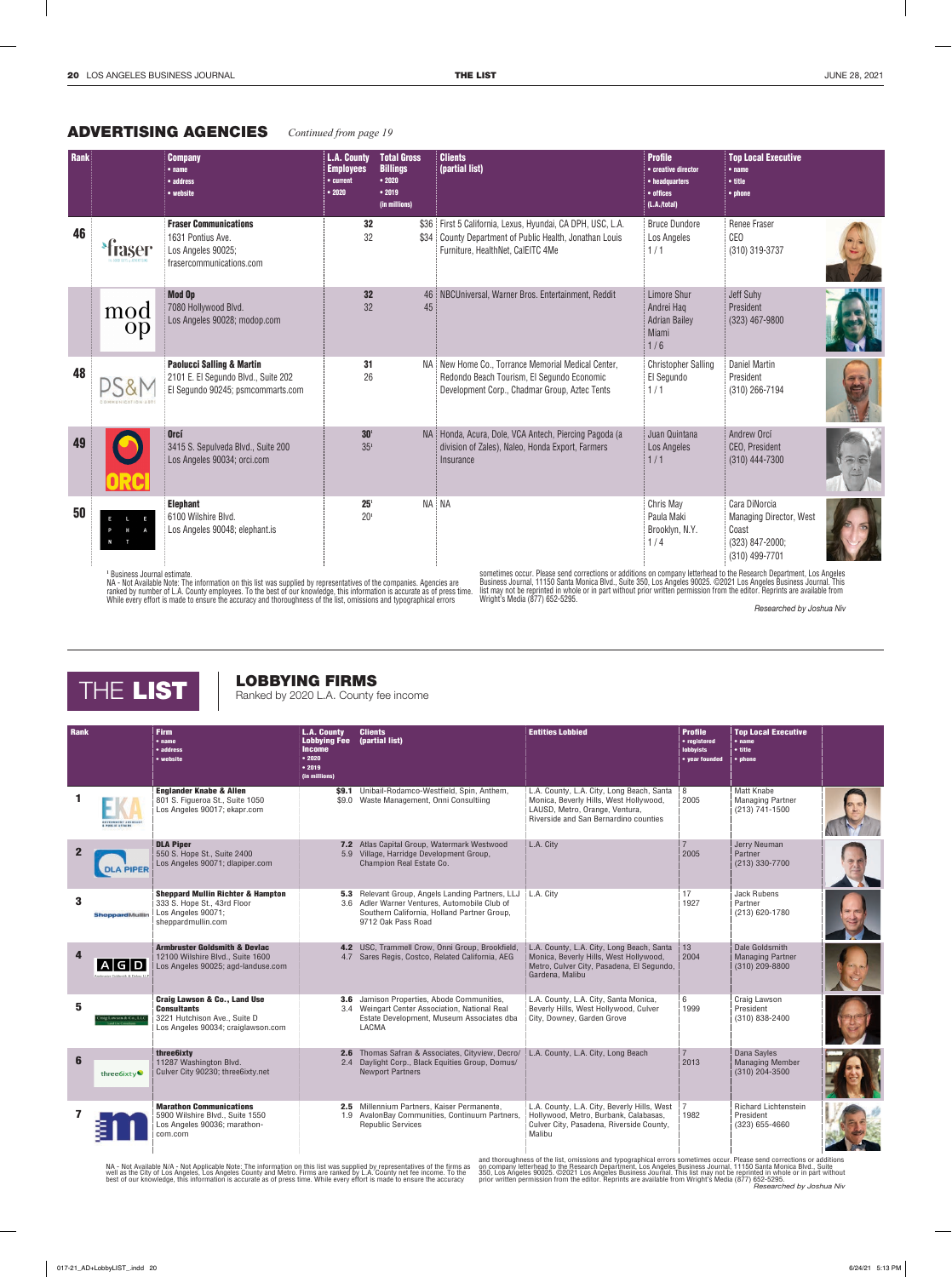## ADVERTISING AGENCIES

*Continued from page 19*

| Rank | Company • name • address • website | L.A. County Employees • current • 2020 | Total Gross Billings • 2020 • 2019 (in millions) | Clients (partial list) | Profile • creative director • headquarters • offices (L.A./total) | Top Local Executive • name • title • phone |
|---|---|---|---|---|---|---|
| 46 | **Fraser Communications** 1631 Pontius Ave. Los Angeles 90025; frasercommunications.com | **32** 32 | $36 $34 | First 5 California, Lexus, Hyundai, CA DPH, USC, L.A. County Department of Public Health, Jonathan Louis Furniture, HealthNet, CalEITC 4Me | Bruce Dundore Los Angeles 1 / 1 | Renee Fraser CEO (310) 319-3737 |
| | **Mod Op** 7080 Hollywood Blvd. Los Angeles 90028; modop.com | **32** 32 | 46 45 | NBCUniversal, Warner Bros. Entertainment, Reddit | Limore Shur Andrei Haq Adrian Bailey Miami 1 / 6 | Jeff Suhy President (323) 467-9800 |
| 48 | **Paolucci Salling & Martin** 2101 E. El Segundo Blvd., Suite 202 El Segundo 90245; psmcommarts.com | **31** 26 | NA | New Home Co., Torrance Memorial Medical Center, Redondo Beach Tourism, El Segundo Economic Development Corp., Chadmar Group, Aztec Tents | Christopher Salling El Segundo 1 / 1 | Daniel Martin President (310) 266-7194 |
| 49 | **Orcí** 3415 S. Sepulveda Blvd., Suite 200 Los Angeles 90034; orci.com | **30**[1] 35[1] | NA | Honda, Acura, Dole, VCA Antech, Piercing Pagoda (a division of Zales), Naleo, Honda Export, Farmers Insurance | Juan Quintana Los Angeles 1 / 1 | Andrew Orcí CEO, President (310) 444-7300 |
| 50 | **Elephant** 6100 Wilshire Blvd. Los Angeles 90048; elephant.is | **25**[1] 20[1] | NA | NA | Chris May Paula Maki Brooklyn, N.Y. 1 / 4 | Cara DiNorcia Managing Director, West Coast (323) 847-2000; (310) 499-7701 |

[1] Business Journal estimate.

NA - Not Available Note: The information on this list was supplied by representatives of the companies. Agencies are ranked by number of L.A. County employees. To the best of our knowledge, this information is accurate as of press time. While every effort is made to ensure the accuracy and thoroughness of the list, omissions and typographical errors sometimes occur. Please send corrections or additions on company letterhead to the Research Department, Los Angeles Business Journal, 11150 Santa Monica Blvd., Suite 350, Los Angeles 90025. ©2021 Los Angeles Business Journal. This list may not be reprinted in whole or in part without prior written permission from the editor. Reprints are available from Wright's Media (877) 652-5295.

*Researched by Joshua Niv*

## THE LIST

## LOBBYING FIRMS

Ranked by 2020 L.A. County fee income

| Rank | Firm • name • address • website | L.A. County Lobbying Fee Income • 2020 • 2019 (in millions) | Clients (partial list) | Entities Lobbied | Profile • registered lobbyists • year founded | Top Local Executive • name • title • phone |
|---|---|---|---|---|---|---|
| 1 | **Englander Knabe & Allen** 801 S. Figueroa St., Suite 1050 Los Angeles 90017; ekapr.com | **$9.1** $9.0 | Unibail-Rodamco-Westfield, Spin, Anthem, Waste Management, Onni Consulting | L.A. County, L.A. City, Long Beach, Santa Monica, Beverly Hills, West Hollywood, LAUSD, Metro, Orange, Ventura, Riverside and San Bernardino counties | 8 2005 | Matt Knabe Managing Partner (213) 741-1500 |
| 2 | **DLA Piper** 550 S. Hope St., Suite 2400 Los Angeles 90071; dlapiper.com | **7.2** 5.9 | Atlas Capital Group, Watermark Westwood Village, Harridge Development Group, Champion Real Estate Co. | L.A. City | 7 2005 | Jerry Neuman Partner (213) 330-7700 |
| 3 | **Sheppard Mullin Richter & Hampton** 333 S. Hope St., 43rd Floor Los Angeles 90071; sheppardmullin.com | **5.3** 3.6 | Relevant Group, Angels Landing Partners, LLJ Adler Warner Ventures, Automobile Club of Southern California, Holland Partner Group, 9712 Oak Pass Road | L.A. City | 17 1927 | Jack Rubens Partner (213) 620-1780 |
| 4 | **Armbruster Goldsmith & Devlac** 12100 Wilshire Blvd., Suite 1600 Los Angeles 90025; agd-landuse.com | **4.2** 4.7 | USC, Trammell Crow, Onni Group, Brookfield, Sares Regis, Costco, Related California, AEG | L.A. County, L.A. City, Long Beach, Santa Monica, Beverly Hills, West Hollywood, Metro, Culver City, Pasadena, El Segundo, Gardena, Malibu | 13 2004 | Dale Goldsmith Managing Partner (310) 209-8800 |
| 5 | **Craig Lawson & Co., Land Use Consultants** 3221 Hutchison Ave., Suite D Los Angeles 90034; craiglawson.com | **3.6** 3.4 | Jamison Properties, Abode Communities, Weingart Center Association, National Real Estate Development, Museum Associates dba LACMA | L.A. County, L.A. City, Santa Monica, Beverly Hills, West Hollywood, Culver City, Downey, Garden Grove | 6 1999 | Craig Lawson President (310) 838-2400 |
| 6 | **three6ixty** 11287 Washington Blvd. Culver City 90230; three6ixty.net | **2.6** 2.4 | Thomas Safran & Associates, Cityview, Decro/ Daylight Corp., Black Equities Group, Domus/ Newport Partners | L.A. County, L.A. City, Long Beach | 7 2013 | Dana Sayles Managing Member (310) 204-3500 |
| 7 | **Marathon Communications** 5900 Wilshire Blvd., Suite 1550 Los Angeles 90036; marathon-com.com | **2.5** 1.9 | Millennium Partners, Kaiser Permanente, AvalonBay Communities, Continuum Partners, Republic Services | L.A. County, L.A. City, Beverly Hills, West Hollywood, Metro, Burbank, Calabasas, Culver City, Pasadena, Riverside County, Malibu | 7 1982 | Richard Lichtenstein President (323) 655-4660 |

NA - Not Available N/A - Not Applicable Note: The information on this list was supplied by representatives of the firms as well as the City of Los Angeles, Los Angeles County and Metro. Firms are ranked by L.A. County net fee income. To the best of our knowledge, this information is accurate as of press time. While every effort is made to ensure the accuracy and thoroughness of the list, omissions and typographical errors sometimes occur. Please send corrections or additions on company letterhead to the Research Department, Los Angeles Business Journal, 11150 Santa Monica Blvd., Suite 350, Los Angeles 90025. ©2021 Los Angeles Business Journal. This list may not be reprinted in whole or in part without prior written permission from the editor. Reprints are available from Wright's Media (877) 652-5295.

*Researched by Joshua Niv*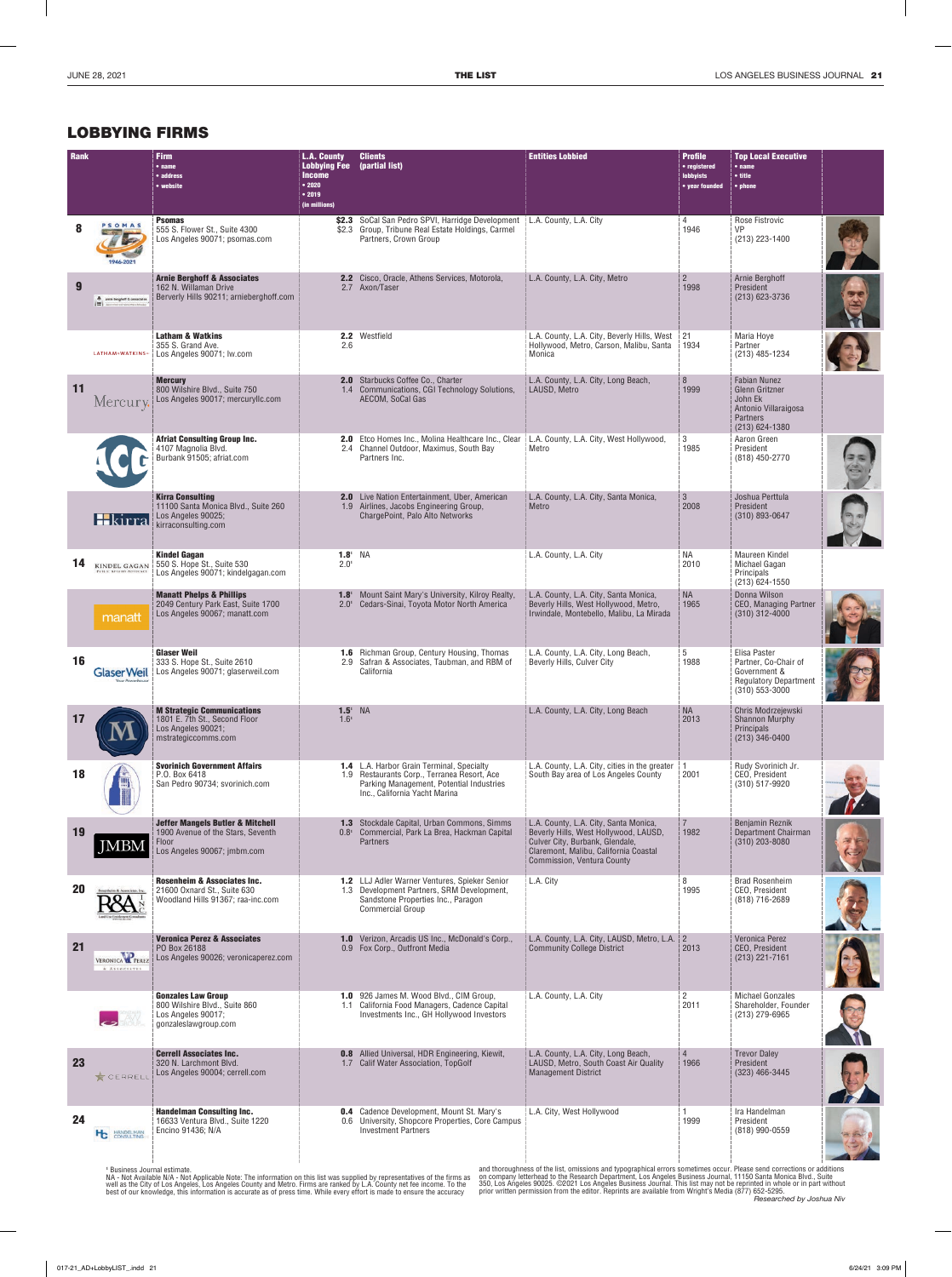## LOBBYING FIRMS

| Rank | Firm • name • address • website | L.A. County Lobbying Fee Income • 2020 • 2019 (in millions) | Clients (partial list) | Entities Lobbied | Profile • registered lobbyists • year founded | Top Local Executive • name • title • phone |
|---|---|---|---|---|---|---|
| 8 | **Psomas** 555 S. Flower St., Suite 4300 Los Angeles 90071; psomas.com | $2.3 $2.3 | SoCal San Pedro SPVI, Harridge Development Group, Tribune Real Estate Holdings, Carmel Partners, Crown Group | L.A. County, L.A. City | 4 1946 | Rose Fistrovic VP (213) 223-1400 |
| 9 | **Arnie Berghoff & Associates** 162 N. Willaman Drive Berverly Hills 90211; arnieberghoff.com | 2.2 2.7 | Cisco, Oracle, Athens Services, Motorola, Axon/Taser | L.A. County, L.A. City, Metro | 2 1998 | Arnie Berghoff President (213) 623-3736 |
| | **Latham & Watkins** 355 S. Grand Ave. Los Angeles 90071; lw.com | 2.2 2.6 | Westfield | L.A. County, L.A. City, Beverly Hills, West Hollywood, Metro, Carson, Malibu, Santa Monica | 21 1934 | Maria Hoye Partner (213) 485-1234 |
| 11 | **Mercury** 800 Wilshire Blvd., Suite 750 Los Angeles 90017; mercuryllc.com | 2.0 1.4 | Starbucks Coffee Co., Charter Communications, CGI Technology Solutions, AECOM, SoCal Gas | L.A. County, L.A. City, Long Beach, LAUSD, Metro | 8 1999 | Fabian Nunez Glenn Gritzner John Ek Antonio Villaraigosa Partners (213) 624-1380 |
| | **Afriat Consulting Group Inc.** 4107 Magnolia Blvd. Burbank 91505; afriat.com | 2.0 2.4 | Etco Homes Inc., Molina Healthcare Inc., Clear Channel Outdoor, Maximus, South Bay Partners Inc. | L.A. County, L.A. City, West Hollywood, Metro | 3 1985 | Aaron Green President (818) 450-2770 |
| | **Kirra Consulting** 11100 Santa Monica Blvd., Suite 260 Los Angeles 90025; kirraconsulting.com | 2.0 1.9 | Live Nation Entertainment, Uber, American Airlines, Jacobs Engineering Group, ChargePoint, Palo Alto Networks | L.A. County, L.A. City, Santa Monica, Metro | 3 2008 | Joshua Perttula President (310) 893-0647 |
| 14 | **Kindel Gagan** 550 S. Hope St., Suite 530 Los Angeles 90071; kindelgagan.com | 1.8[1] 2.0[1] | NA | L.A. County, L.A. City | NA 2010 | Maureen Kindel Michael Gagan Principals (213) 624-1550 |
| | **Manatt Phelps & Phillips** 2049 Century Park East, Suite 1700 Los Angeles 90067; manatt.com | 1.8[1] 2.0[1] | Mount Saint Mary's University, Kilroy Realty, Cedars-Sinai, Toyota Motor North America | L.A. County, L.A. City, Santa Monica, Beverly Hills, West Hollywood, Metro, Irwindale, Montebello, Malibu, La Mirada | NA 1965 | Donna Wilson CEO, Managing Partner (310) 312-4000 |
| 16 | **Glaser Weil** 333 S. Hope St., Suite 2610 Los Angeles 90071; glaserweil.com | 1.6 2.9 | Richman Group, Century Housing, Thomas Safran & Associates, Taubman, and RBM of California | L.A. County, L.A. City, Long Beach, Beverly Hills, Culver City | 5 1988 | Elisa Paster Partner, Co-Chair of Government & Regulatory Department (310) 553-3000 |
| 17 | **M Strategic Communications** 1801 E. 7th St., Second Floor Los Angeles 90021; mstrategiccomms.com | 1.5[1] 1.6[1] | NA | L.A. County, L.A. City, Long Beach | NA 2013 | Chris Modrzejewski Shannon Murphy Principals (213) 346-0400 |
| 18 | **Svorinich Government Affairs** P.O. Box 6418 San Pedro 90734; svorinich.com | 1.4 1.9 | L.A. Harbor Grain Terminal, Specialty Restaurants Corp., Terranea Resort, Ace Parking Management, Potential Industries Inc., California Yacht Marina | L.A. County, L.A. City, cities in the greater South Bay area of Los Angeles County | 1 2001 | Rudy Svorinich Jr. CEO, President (310) 517-9920 |
| 19 | **Jeffer Mangels Butler & Mitchell** 1900 Avenue of the Stars, Seventh Floor Los Angeles 90067; jmbm.com | 1.3 0.8[1] | Stockdale Capital, Urban Commons, Simms Commercial, Park La Brea, Hackman Capital Partners | L.A. County, L.A. City, Santa Monica, Beverly Hills, West Hollywood, LAUSD, Culver City, Burbank, Glendale, Claremont, Malibu, California Coastal Commission, Ventura County | 7 1982 | Benjamin Reznik Department Chairman (310) 203-8080 |
| 20 | **Rosenheim & Associates Inc.** 21600 Oxnard St., Suite 630 Woodland Hills 91367; raa-inc.com | 1.2 1.3 | LLJ Adler Warner Ventures, Spieker Senior Development Partners, SRM Development, Sandstone Properties Inc., Paragon Commercial Group | L.A. City | 8 1995 | Brad Rosenheim CEO, President (818) 716-2689 |
| 21 | **Veronica Perez & Associates** PO Box 26188 Los Angeles 90026; veronicaperez.com | 1.0 0.9 | Verizon, Arcadis US Inc., McDonald's Corp., Fox Corp., Outfront Media | L.A. County, L.A. City, LAUSD, Metro, L.A. Community College District | 2 2013 | Veronica Perez CEO, President (213) 221-7161 |
| | **Gonzales Law Group** 800 Wilshire Blvd., Suite 860 Los Angeles 90017; gonzaleslawgroup.com | 1.0 1.1 | 926 James M. Wood Blvd., CIM Group, California Food Managers, Cadence Capital Investments Inc., GH Hollywood Investors | L.A. County, L.A. City | 2 2011 | Michael Gonzales Shareholder, Founder (213) 279-6965 |
| 23 | **Cerrell Associates Inc.** 320 N. Larchmont Blvd. Los Angeles 90004; cerrell.com | 0.8 1.7 | Allied Universal, HDR Engineering, Kiewit, Calif Water Association, TopGolf | L.A. County, L.A. City, Long Beach, LAUSD, Metro, South Coast Air Quality Management District | 4 1966 | Trevor Daley President (323) 466-3445 |
| 24 | **Handelman Consulting Inc.** 16633 Ventura Blvd., Suite 1220 Encino 91436; N/A | 0.4 0.6 | Cadence Development, Mount St. Mary's University, Shopcore Properties, Core Campus Investment Partners | L.A. City, West Hollywood | 1 1999 | Ira Handelman President (818) 990-0559 |

[1] Business Journal estimate.
NA - Not Available N/A - Not Applicable Note: The information on this list was supplied by representatives of the firms as well as the City of Los Angeles, Los Angeles County and Metro. Firms are ranked by L.A. County net fee income. To the best of our knowledge, this information is accurate as of press time. While every effort is made to ensure the accuracy and thoroughness of the list, omissions and typographical errors sometimes occur. Please send corrections or additions on company letterhead to the Research Department, Los Angeles Business Journal, 11150 Santa Monica Blvd., Suite 350, Los Angeles 90025. ©2021 Los Angeles Business Journal. This list may not be reprinted in whole or in part without prior written permission from the editor. Reprints are available from Wright's Media (877) 652-5295.

*Researched by Joshua Niv*